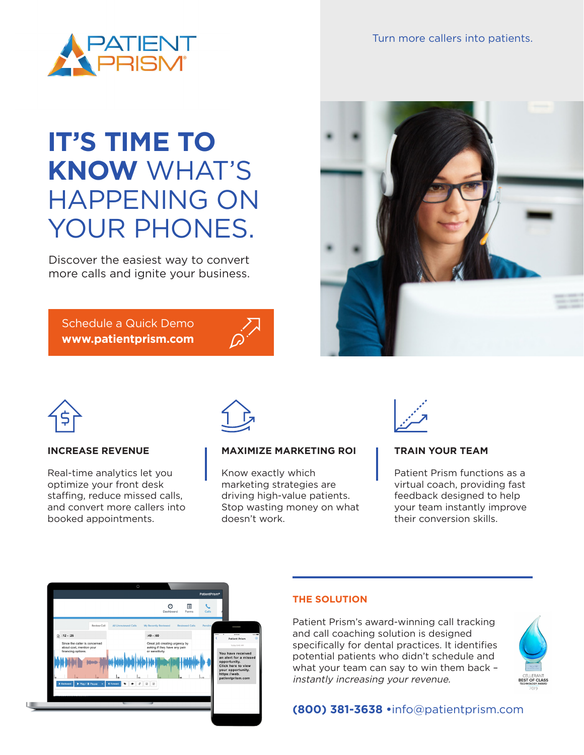# PATIENT PRISM®

Turn more callers into patients.

# IT'S TIME TO KNOW WHAT'S HAPPENING ON YOUR PHONES.

Discover the easiest way to convert more calls and ignite your business.

Schedule a Quick Demo
**www.patientprism.com**

### INCREASE REVENUE

Real-time analytics let you optimize your front desk staffing, reduce missed calls, and convert more callers into booked appointments.

### MAXIMIZE MARKETING ROI

Know exactly which marketing strategies are driving high-value patients. Stop wasting money on what doesn't work.

### TRAIN YOUR TEAM

Patient Prism functions as a virtual coach, providing fast feedback designed to help your team instantly improve their conversion skills.

### THE SOLUTION

Patient Prism's award-winning call tracking and call coaching solution is designed specifically for dental practices. It identifies potential patients who didn't schedule and what your team can say to win them back – *instantly increasing your revenue.*

CELLERANT BEST OF CLASS TECHNOLOGY AWARD 2019

**(800) 381-3638** •info@patientprism.com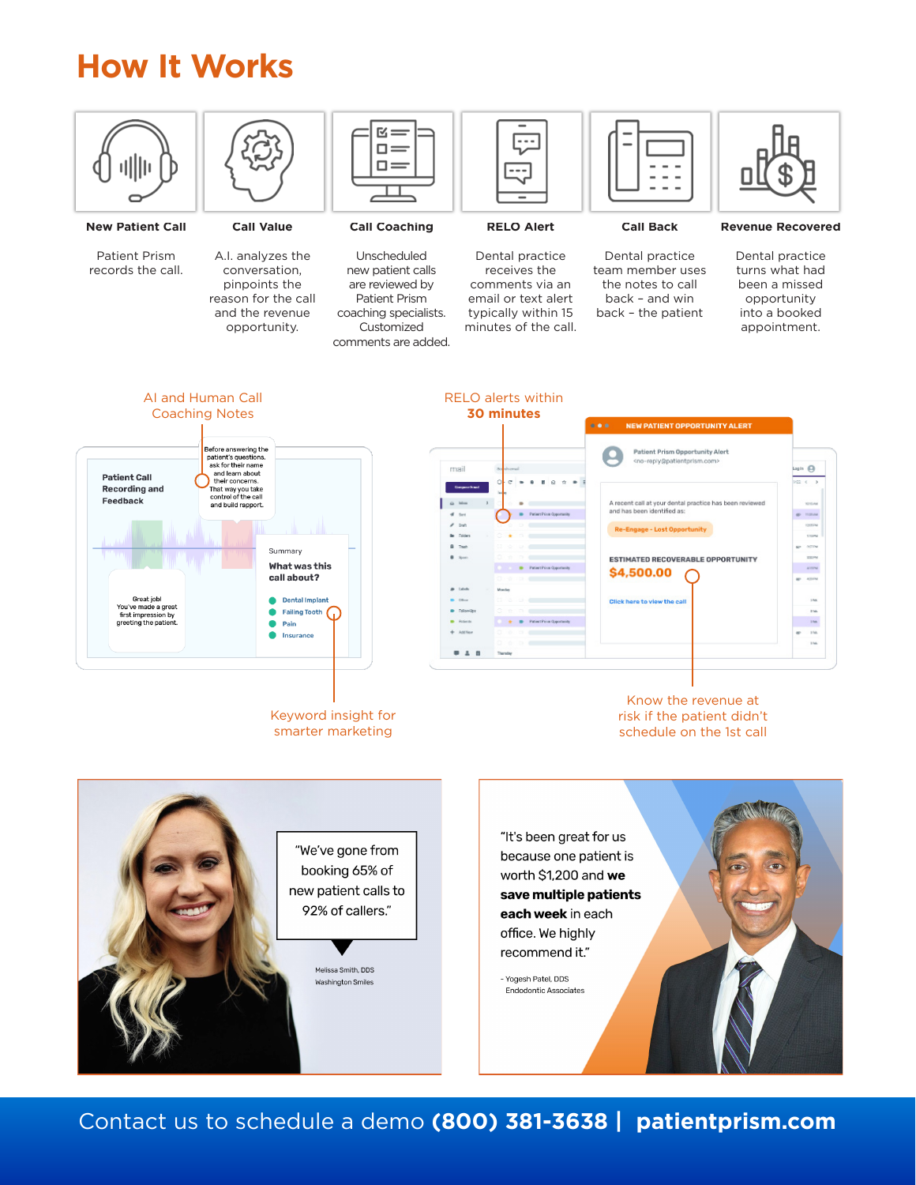# How It Works

### New Patient Call

Patient Prism records the call.

### Call Value

A.I. analyzes the conversation, pinpoints the reason for the call and the revenue opportunity.

### Call Coaching

Unscheduled new patient calls are reviewed by Patient Prism coaching specialists. Customized comments are added.

### RELO Alert

Dental practice receives the comments via an email or text alert typically within 15 minutes of the call.

### Call Back

Dental practice team member uses the notes to call back – and win back – the patient

### Revenue Recovered

Dental practice turns what had been a missed opportunity into a booked appointment.

AI and Human Call Coaching Notes

Patient Call Recording and Feedback

Before answering the patient's questions, ask for their name and learn about their concerns. That way you take control of the call and build rapport.

Great job! You've made a great first impression by greeting the patient.

Summary

What was this call about?

- Dental Implant
- Failing Tooth
- Pain
- Insurance

Keyword insight for smarter marketing

RELO alerts within **30 minutes**

NEW PATIENT OPPORTUNITY ALERT

Patient Prism Opportunity Alert
<no-reply@patientprism.com>

A recent call at your dental practice has been reviewed and has been identified as:

Re-Engage - Lost Opportunity

ESTIMATED RECOVERABLE OPPORTUNITY

**$4,500.00**

Click here to view the call

Know the revenue at risk if the patient didn't schedule on the 1st call

"We've gone from booking 65% of new patient calls to 92% of callers."

Melissa Smith, DDS
Washington Smiles

"It's been great for us because one patient is worth $1,200 and **we save multiple patients each week** in each office. We highly recommend it."

- Yogesh Patel, DDS
Endodontic Associates

Contact us to schedule a demo **(800) 381-3638 | patientprism.com**